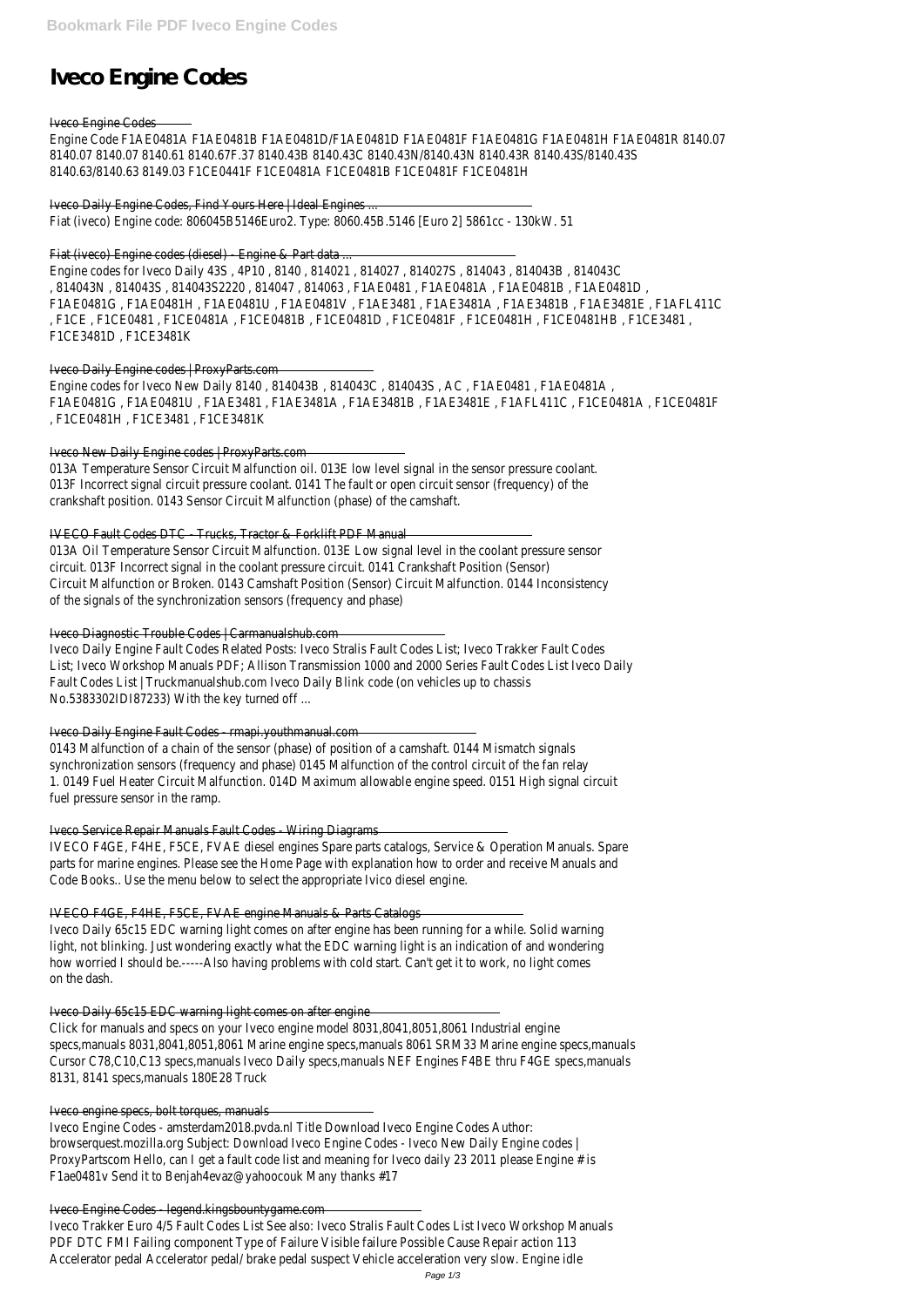# Iveco Engine Codes

Iveco Engine Codes

Engine Code F1AE0481A F1AE0481B F1AE0481D/F1AE0481D F1AE0481F F1AE0481G F1AE0481H F1AE0481R 8140.07 8140.07 8140.07 8140.61 8140.67F.37 8140.43B 8140.43C 8140.43N/8140.43N 8140.43R 8140.43S/8140.43S 8140.63/8140.63 8149.03 F1CE0441F F1CE0481A F1CE0481B F1CE0481F F1CE0481H

Iveco Daily Engine Codes, Find Yours Here | Ideal Engines ...

Fiat (iveco) Engine code: 806045B5146Euro2. Type: 8060.45B.5146 [Euro 2] 5861cc - 130kW. 51

Fiat (iveco) Engine codes (diesel) - Engine & Part data ...

Engine codes for Iveco Daily 43S , 4P10 , 8140 , 814021 , 814027 , 814027S , 814043 , 814043B , 814043C , 814043N , 814043S , 814043S2220 , 814047 , 814063 , F1AE0481 , F1AE0481A , F1AE0481B , F1AE0481D , F1AE0481G , F1AE0481H , F1AE0481U , F1AE0481V , F1AE3481 , F1AE3481A , F1AE3481B , F1AE3481E , F1AFL411C , F1CE , F1CE0481 , F1CE0481A , F1CE0481B , F1CE0481D , F1CE0481F , F1CE0481H , F1CE0481HB , F1CE3481 , F1CE3481D , F1CE3481K

Iveco Daily Engine codes | ProxyParts.com

Engine codes for Iveco New Daily 8140 , 814043B , 814043C , 814043S , AC , F1AE0481 , F1AE0481A , F1AE0481G , F1AE0481U , F1AE3481 , F1AE3481A , F1AE3481B , F1AE3481E , F1AFL411C , F1CE0481A , F1CE0481F , F1CE0481H , F1CE3481 , F1CE3481K

Iveco New Daily Engine codes | ProxyParts.com

013A Temperature Sensor Circuit Malfunction oil. 013E low level signal in the sensor pressure coolant. 013F Incorrect signal circuit pressure coolant. 0141 The fault or open circuit sensor (frequency) of the crankshaft position. 0143 Sensor Circuit Malfunction (phase) of the camshaft.

IVECO Fault Codes DTC - Trucks, Tractor & Forklift PDF Manual

013A Oil Temperature Sensor Circuit Malfunction. 013E Low signal level in the coolant pressure sensor circuit. 013F Incorrect signal in the coolant pressure circuit. 0141 Crankshaft Position (Sensor) Circuit Malfunction or Broken. 0143 Camshaft Position (Sensor) Circuit Malfunction. 0144 Inconsistency of the signals of the synchronization sensors (frequency and phase)

Iveco Diagnostic Trouble Codes | Carmanualshub.com

Iveco Daily Engine Fault Codes Related Posts: Iveco Stralis Fault Codes List; Iveco Trakker Fault Codes List; Iveco Workshop Manuals PDF; Allison Transmission 1000 and 2000 Series Fault Codes List Iveco Daily Fault Codes List | Truckmanualshub.com Iveco Daily Blink code (on vehicles up to chassis No.5383302IDI87233) With the key turned off ...

Iveco Daily Engine Fault Codes - rmapi.youthmanual.com

0143 Malfunction of a chain of the sensor (phase) of position of a camshaft. 0144 Mismatch signals synchronization sensors (frequency and phase) 0145 Malfunction of the control circuit of the fan relay 1. 0149 Fuel Heater Circuit Malfunction. 014D Maximum allowable engine speed. 0151 High signal circuit fuel pressure sensor in the ramp.

Iveco Service Repair Manuals Fault Codes - Wiring Diagrams

IVECO F4GE, F4HE, F5CE, FVAE diesel engines Spare parts catalogs, Service & Operation Manuals. Spare parts for marine engines. Please see the Home Page with explanation how to order and receive Manuals and Code Books.. Use the menu below to select the appropriate Ivico diesel engine.

IVECO F4GE, F4HE, F5CE, FVAE engine Manuals & Parts Catalogs

Iveco Daily 65c15 EDC warning light comes on after engine has been running for a while. Solid warning light, not blinking. Just wondering exactly what the EDC warning light is an indication of and wondering how worried I should be.-----Also having problems with cold start. Can't get it to work, no light comes on the dash.

Iveco Daily 65c15 EDC warning light comes on after engine

Click for manuals and specs on your Iveco engine model 8031,8041,8051,8061 Industrial engine specs,manuals 8031,8041,8051,8061 Marine engine specs,manuals 8061 SRM33 Marine engine specs,manuals Cursor C78,C10,C13 specs,manuals Iveco Daily specs,manuals NEF Engines F4BE thru F4GE specs,manuals 8131, 8141 specs,manuals 180E28 Truck

Iveco engine specs, bolt torques, manuals

Iveco Engine Codes - amsterdam2018.pvda.nl Title Download Iveco Engine Codes Author: browserquest.mozilla.org Subject: Download Iveco Engine Codes - Iveco New Daily Engine codes | ProxyPartscom Hello, can I get a fault code list and meaning for Iveco daily 23 2011 please Engine # is F1ae0481v Send it to Benjah4evaz@yahoocouk Many thanks #17

Iveco Engine Codes - legend.kingsbountygame.com

Iveco Trakker Euro 4/5 Fault Codes List See also: Iveco Stralis Fault Codes List Iveco Workshop Manuals PDF DTC FMI Failing component Type of Failure Visible failure Possible Cause Repair action 113 Accelerator pedal Accelerator pedal/ brake pedal suspect Vehicle acceleration very slow. Engine idle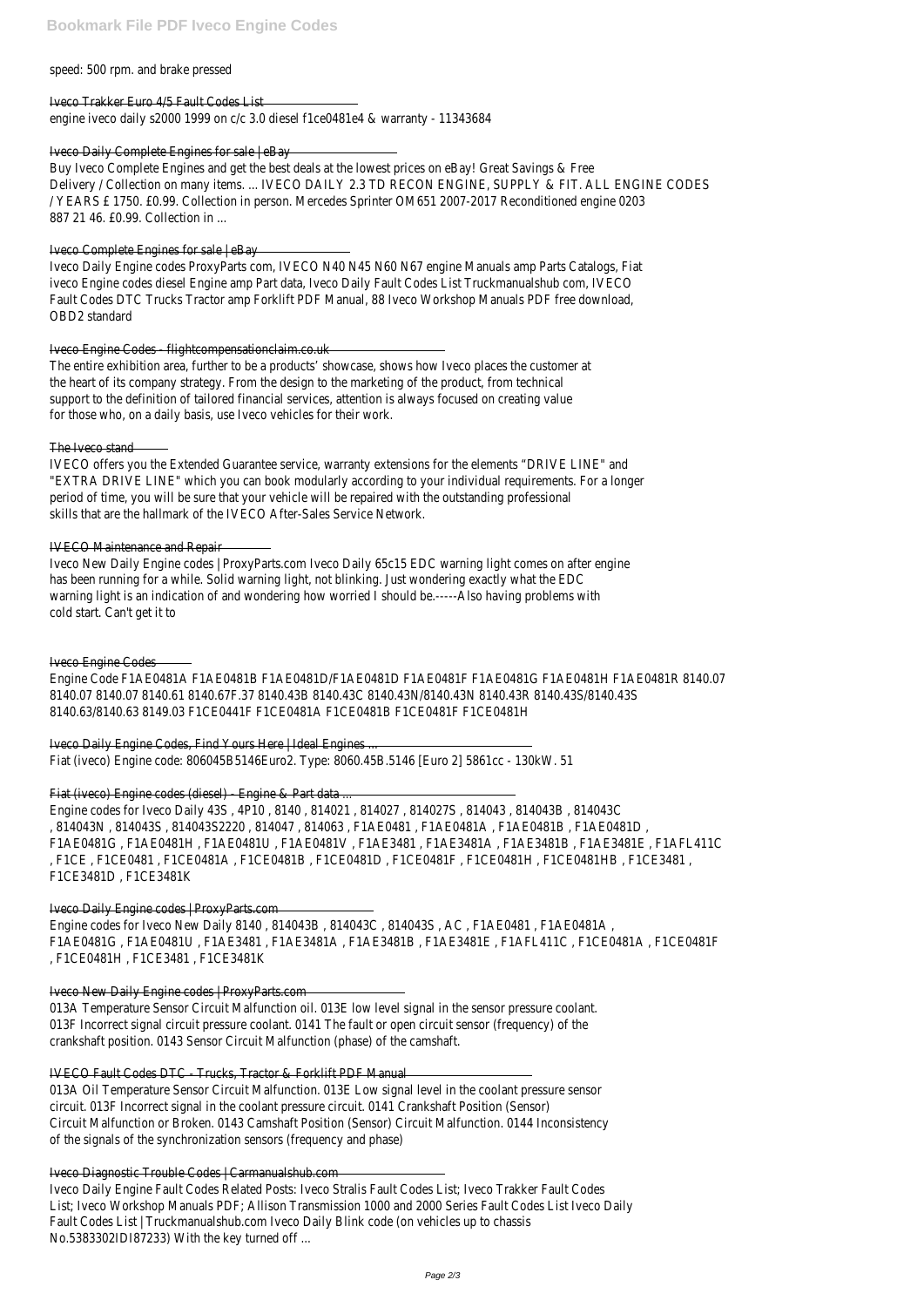speed: 500 rpm. and brake pressed

Iveco Trakker Euro 4/5 Fault Codes List
engine iveco daily s2000 1999 on c/c 3.0 diesel f1ce0481e4 & warranty - 11343684

Iveco Daily Complete Engines for sale | eBay
Buy Iveco Complete Engines and get the best deals at the lowest prices on eBay! Great Savings & Free Delivery / Collection on many items. ... IVECO DAILY 2.3 TD RECON ENGINE, SUPPLY & FIT. ALL ENGINE CODES / YEARS £ 1750. £0.99. Collection in person. Mercedes Sprinter OM651 2007-2017 Reconditioned engine 0203 887 21 46. £0.99. Collection in ...

Iveco Complete Engines for sale | eBay
Iveco Daily Engine codes ProxyParts com, IVECO N40 N45 N60 N67 engine Manuals amp Parts Catalogs, Fiat iveco Engine codes diesel Engine amp Part data, Iveco Daily Fault Codes List Truckmanualshub com, IVECO Fault Codes DTC Trucks Tractor amp Forklift PDF Manual, 88 Iveco Workshop Manuals PDF free download, OBD2 standard

Iveco Engine Codes - flightcompensationclaim.co.uk
The entire exhibition area, further to be a products' showcase, shows how Iveco places the customer at the heart of its company strategy. From the design to the marketing of the product, from technical support to the definition of tailored financial services, attention is always focused on creating value for those who, on a daily basis, use Iveco vehicles for their work.

The Iveco stand
IVECO offers you the Extended Guarantee service, warranty extensions for the elements "DRIVE LINE" and "EXTRA DRIVE LINE" which you can book modularly according to your individual requirements. For a longer period of time, you will be sure that your vehicle will be repaired with the outstanding professional skills that are the hallmark of the IVECO After-Sales Service Network.

IVECO Maintenance and Repair
Iveco New Daily Engine codes | ProxyParts.com Iveco Daily 65c15 EDC warning light comes on after engine has been running for a while. Solid warning light, not blinking. Just wondering exactly what the EDC warning light is an indication of and wondering how worried I should be.-----Also having problems with cold start. Can't get it to

Iveco Engine Codes
Engine Code F1AE0481A F1AE0481B F1AE0481D/F1AE0481D F1AE0481F F1AE0481G F1AE0481H F1AE0481R 8140.07 8140.07 8140.07 8140.61 8140.67F.37 8140.43B 8140.43C 8140.43N/8140.43N 8140.43R 8140.43S/8140.43S 8140.63/8140.63 8149.03 F1CE0441F F1CE0481A F1CE0481B F1CE0481F F1CE0481H

Iveco Daily Engine Codes, Find Yours Here | Ideal Engines ...
Fiat (iveco) Engine code: 806045B5146Euro2. Type: 8060.45B.5146 [Euro 2] 5861cc - 130kW. 51

Fiat (iveco) Engine codes (diesel) - Engine & Part data ...
Engine codes for Iveco Daily 43S , 4P10 , 8140 , 814021 , 814027 , 814027S , 814043 , 814043B , 814043C , 814043N , 814043S , 814043S2220 , 814047 , 814063 , F1AE0481 , F1AE0481A , F1AE0481B , F1AE0481D , F1AE0481G , F1AE0481H , F1AE0481U , F1AE0481V , F1AE3481 , F1AE3481A , F1AE3481B , F1AE3481E , F1AFL411C , F1CE , F1CE0481 , F1CE0481A , F1CE0481B , F1CE0481D , F1CE0481F , F1CE0481H , F1CE0481HB , F1CE3481 , F1CE3481D , F1CE3481K

Iveco Daily Engine codes | ProxyParts.com
Engine codes for Iveco New Daily 8140 , 814043B , 814043C , 814043S , AC , F1AE0481 , F1AE0481A , F1AE0481G , F1AE0481U , F1AE3481 , F1AE3481A , F1AE3481B , F1AE3481E , F1AFL411C , F1CE0481A , F1CE0481F , F1CE0481H , F1CE3481 , F1CE3481K

Iveco New Daily Engine codes | ProxyParts.com
013A Temperature Sensor Circuit Malfunction oil. 013E low level signal in the sensor pressure coolant. 013F Incorrect signal circuit pressure coolant. 0141 The fault or open circuit sensor (frequency) of the crankshaft position. 0143 Sensor Circuit Malfunction (phase) of the camshaft.

IVECO Fault Codes DTC - Trucks, Tractor & Forklift PDF Manual
013A Oil Temperature Sensor Circuit Malfunction. 013E Low signal level in the coolant pressure sensor circuit. 013F Incorrect signal in the coolant pressure circuit. 0141 Crankshaft Position (Sensor) Circuit Malfunction or Broken. 0143 Camshaft Position (Sensor) Circuit Malfunction. 0144 Inconsistency of the signals of the synchronization sensors (frequency and phase)

Iveco Diagnostic Trouble Codes | Carmanualshub.com
Iveco Daily Engine Fault Codes Related Posts: Iveco Stralis Fault Codes List; Iveco Trakker Fault Codes List; Iveco Workshop Manuals PDF; Allison Transmission 1000 and 2000 Series Fault Codes List Iveco Daily Fault Codes List | Truckmanualshub.com Iveco Daily Blink code (on vehicles up to chassis No.5383302IDI87233) With the key turned off ...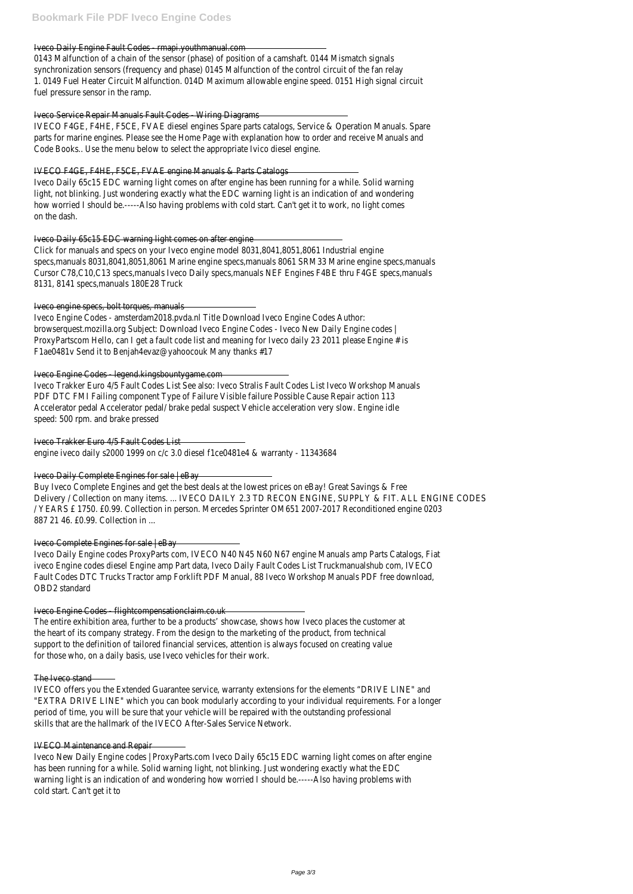## Iveco Daily Engine Fault Codes - rmapi.youthmanual.com

0143 Malfunction of a chain of the sensor (phase) of position of a camshaft. 0144 Mismatch signals synchronization sensors (frequency and phase) 0145 Malfunction of the control circuit of the fan relay 1. 0149 Fuel Heater Circuit Malfunction. 014D Maximum allowable engine speed. 0151 High signal circuit fuel pressure sensor in the ramp.

## Iveco Service Repair Manuals Fault Codes - Wiring Diagrams

IVECO F4GE, F4HE, F5CE, FVAE diesel engines Spare parts catalogs, Service & Operation Manuals. Spare parts for marine engines. Please see the Home Page with explanation how to order and receive Manuals and Code Books.. Use the menu below to select the appropriate Ivico diesel engine.

## IVECO F4GE, F4HE, F5CE, FVAE engine Manuals & Parts Catalogs

Iveco Daily 65c15 EDC warning light comes on after engine has been running for a while. Solid warning light, not blinking. Just wondering exactly what the EDC warning light is an indication of and wondering how worried I should be.-----Also having problems with cold start. Can't get it to work, no light comes on the dash.

## Iveco Daily 65c15 EDC warning light comes on after engine

Click for manuals and specs on your Iveco engine model 8031,8041,8051,8061 Industrial engine specs,manuals 8031,8041,8051,8061 Marine engine specs,manuals 8061 SRM33 Marine engine specs,manuals Cursor C78,C10,C13 specs,manuals Iveco Daily specs,manuals NEF Engines F4BE thru F4GE specs,manuals 8131, 8141 specs,manuals 180E28 Truck

## Iveco engine specs, bolt torques, manuals

Iveco Engine Codes - amsterdam2018.pvda.nl Title Download Iveco Engine Codes Author: browserquest.mozilla.org Subject: Download Iveco Engine Codes - Iveco New Daily Engine codes | ProxyPartscom Hello, can I get a fault code list and meaning for Iveco daily 23 2011 please Engine # is F1ae0481v Send it to Benjah4evaz@yahoocouk Many thanks #17

## Iveco Engine Codes - legend.kingsbountygame.com

Iveco Trakker Euro 4/5 Fault Codes List See also: Iveco Stralis Fault Codes List Iveco Workshop Manuals PDF DTC FMI Failing component Type of Failure Visible failure Possible Cause Repair action 113 Accelerator pedal Accelerator pedal/ brake pedal suspect Vehicle acceleration very slow. Engine idle speed: 500 rpm. and brake pressed

## Iveco Trakker Euro 4/5 Fault Codes List

engine iveco daily s2000 1999 on c/c 3.0 diesel f1ce0481e4 & warranty - 11343684

## Iveco Daily Complete Engines for sale | eBay

Buy Iveco Complete Engines and get the best deals at the lowest prices on eBay! Great Savings & Free Delivery / Collection on many items. ... IVECO DAILY 2.3 TD RECON ENGINE, SUPPLY & FIT. ALL ENGINE CODES / YEARS £ 1750. £0.99. Collection in person. Mercedes Sprinter OM651 2007-2017 Reconditioned engine 0203 887 21 46. £0.99. Collection in ...

## Iveco Complete Engines for sale | eBay

Iveco Daily Engine codes ProxyParts com, IVECO N40 N45 N60 N67 engine Manuals amp Parts Catalogs, Fiat iveco Engine codes diesel Engine amp Part data, Iveco Daily Fault Codes List Truckmanualshub com, IVECO Fault Codes DTC Trucks Tractor amp Forklift PDF Manual, 88 Iveco Workshop Manuals PDF free download, OBD2 standard

## Iveco Engine Codes - flightcompensationclaim.co.uk

The entire exhibition area, further to be a products' showcase, shows how Iveco places the customer at the heart of its company strategy. From the design to the marketing of the product, from technical support to the definition of tailored financial services, attention is always focused on creating value for those who, on a daily basis, use Iveco vehicles for their work.

## The Iveco stand

IVECO offers you the Extended Guarantee service, warranty extensions for the elements "DRIVE LINE" and "EXTRA DRIVE LINE" which you can book modularly according to your individual requirements. For a longer period of time, you will be sure that your vehicle will be repaired with the outstanding professional skills that are the hallmark of the IVECO After-Sales Service Network.

## IVECO Maintenance and Repair

Iveco New Daily Engine codes | ProxyParts.com Iveco Daily 65c15 EDC warning light comes on after engine has been running for a while. Solid warning light, not blinking. Just wondering exactly what the EDC warning light is an indication of and wondering how worried I should be.-----Also having problems with cold start. Can't get it to